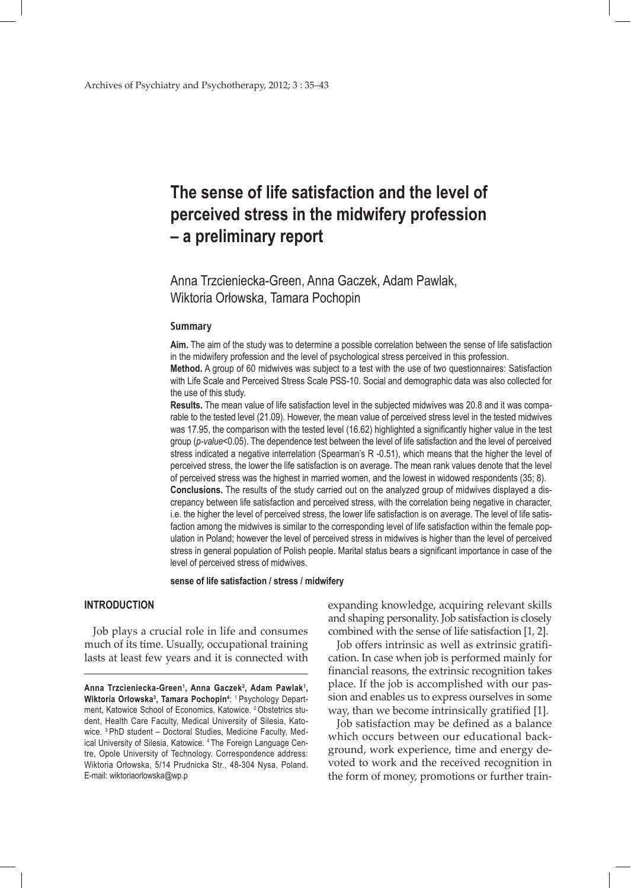# The sense of life satisfaction and the level of perceived stress in the midwifery profession – a preliminary report

Anna Trzcieniecka-Green, Anna Gaczek, Adam Pawlak, Wiktoria Orłowska, Tamara Pochopin

## Summary

**Aim.** The aim of the study was to determine a possible correlation between the sense of life satisfaction in the midwifery profession and the level of psychological stress perceived in this profession.

**Method.** A group of 60 midwives was subject to a test with the use of two questionnaires: Satisfaction with Life Scale and Perceived Stress Scale PSS-10. Social and demographic data was also collected for the use of this study.

**Results.** The mean value of life satisfaction level in the subjected midwives was 20.8 and it was comparable to the tested level (21.09). However, the mean value of perceived stress level in the tested midwives was 17.95, the comparison with the tested level (16.62) highlighted a significantly higher value in the test group (*p-value*<0.05). The dependence test between the level of life satisfaction and the level of perceived stress indicated a negative interrelation (Spearman's R -0.51), which means that the higher the level of perceived stress, the lower the life satisfaction is on average. The mean rank values denote that the level of perceived stress was the highest in married women, and the lowest in widowed respondents (35; 8).

**Conclusions.** The results of the study carried out on the analyzed group of midwives displayed a discrepancy between life satisfaction and perceived stress, with the correlation being negative in character, i.e. the higher the level of perceived stress, the lower life satisfaction is on average. The level of life satisfaction among the midwives is similar to the corresponding level of life satisfaction within the female population in Poland; however the level of perceived stress in midwives is higher than the level of perceived stress in general population of Polish people. Marital status bears a significant importance in case of the level of perceived stress of midwives.

**sense of life satisfaction / stress / midwifery**

## INTRODUCTION

Job plays a crucial role in life and consumes much of its time. Usually, occupational training lasts at least few years and it is connected with expanding knowledge, acquiring relevant skills and shaping personality. Job satisfaction is closely combined with the sense of life satisfaction [1, 2].

Job offers intrinsic as well as extrinsic gratification. In case when job is performed mainly for financial reasons, the extrinsic recognition takes place. If the job is accomplished with our passion and enables us to express ourselves in some way, than we become intrinsically gratified [1].

Job satisfaction may be defined as a balance which occurs between our educational background, work experience, time and energy devoted to work and the received recognition in the form of money, promotions or further train-

---

**Anna Trzcieniecka-Green[1], Anna Gaczek[2], Adam Pawlak[1], Wiktoria Orłowska[3], Tamara Pochopin[4]**: [1] Psychology Department, Katowice School of Economics, Katowice. [2] Obstetrics student, Health Care Faculty, Medical University of Silesia, Katowice. [3] PhD student – Doctoral Studies, Medicine Faculty, Medical University of Silesia, Katowice. [4] The Foreign Language Centre, Opole University of Technology. Correspondence address: Wiktoria Orłowska, 5/14 Prudnicka Str., 48-304 Nysa, Poland. E-mail: wiktoriaorlowska@wp.p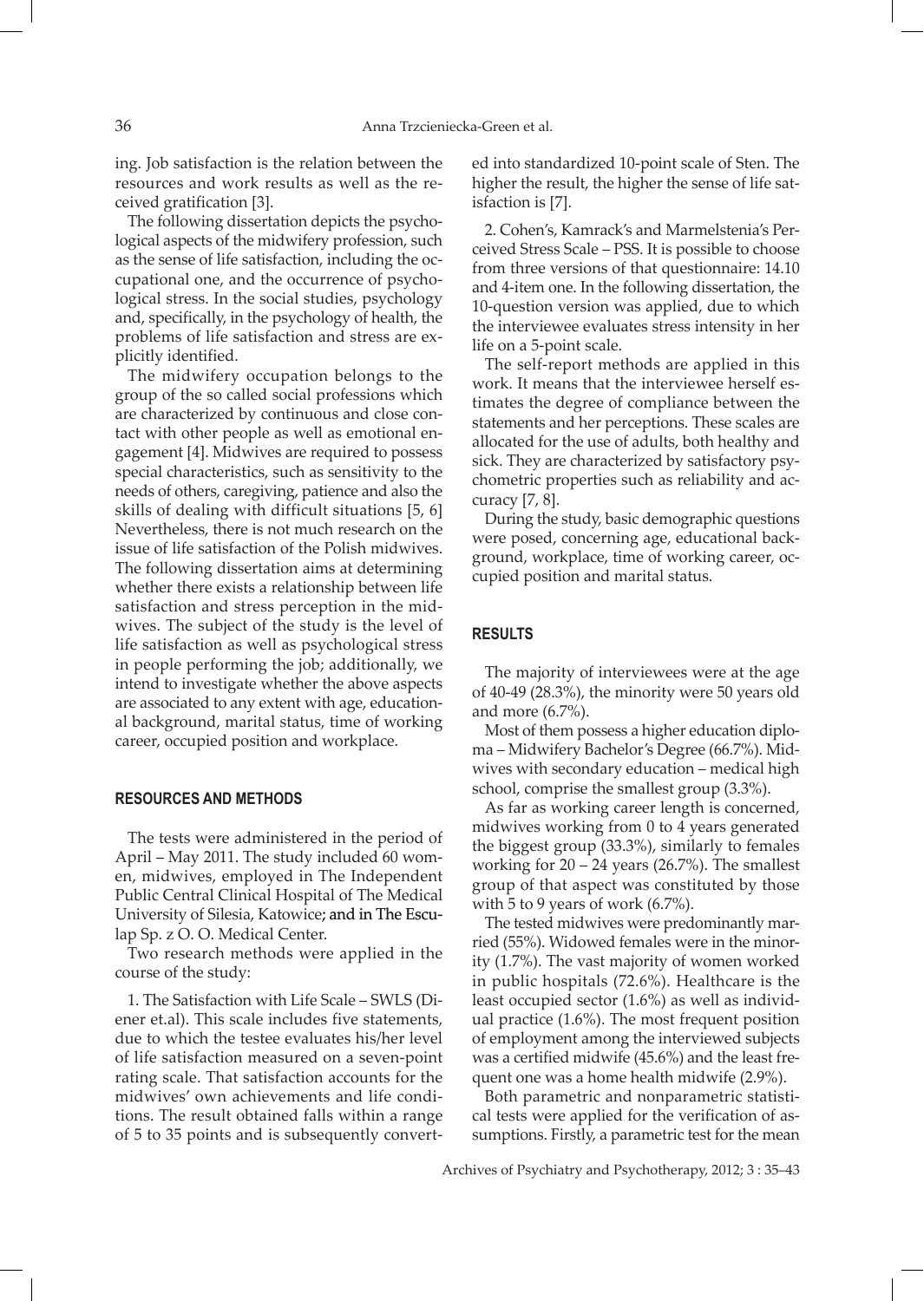ing. Job satisfaction is the relation between the resources and work results as well as the received gratification [3].

The following dissertation depicts the psychological aspects of the midwifery profession, such as the sense of life satisfaction, including the occupational one, and the occurrence of psychological stress. In the social studies, psychology and, specifically, in the psychology of health, the problems of life satisfaction and stress are explicitly identified.

The midwifery occupation belongs to the group of the so called social professions which are characterized by continuous and close contact with other people as well as emotional engagement [4]. Midwives are required to possess special characteristics, such as sensitivity to the needs of others, caregiving, patience and also the skills of dealing with difficult situations [5, 6] Nevertheless, there is not much research on the issue of life satisfaction of the Polish midwives. The following dissertation aims at determining whether there exists a relationship between life satisfaction and stress perception in the midwives. The subject of the study is the level of life satisfaction as well as psychological stress in people performing the job; additionally, we intend to investigate whether the above aspects are associated to any extent with age, educational background, marital status, time of working career, occupied position and workplace.

## RESOURCES AND METHODS

The tests were administered in the period of April – May 2011. The study included 60 women, midwives, employed in The Independent Public Central Clinical Hospital of The Medical University of Silesia, Katowice; and in The Esculap Sp. z O. O. Medical Center.

Two research methods were applied in the course of the study:

1. The Satisfaction with Life Scale – SWLS (Diener et.al). This scale includes five statements, due to which the testee evaluates his/her level of life satisfaction measured on a seven-point rating scale. That satisfaction accounts for the midwives' own achievements and life conditions. The result obtained falls within a range of 5 to 35 points and is subsequently converted into standardized 10-point scale of Sten. The higher the result, the higher the sense of life satisfaction is [7].

2. Cohen's, Kamrack's and Marmelstenia's Perceived Stress Scale – PSS. It is possible to choose from three versions of that questionnaire: 14.10 and 4-item one. In the following dissertation, the 10-question version was applied, due to which the interviewee evaluates stress intensity in her life on a 5-point scale.

The self-report methods are applied in this work. It means that the interviewee herself estimates the degree of compliance between the statements and her perceptions. These scales are allocated for the use of adults, both healthy and sick. They are characterized by satisfactory psychometric properties such as reliability and accuracy [7, 8].

During the study, basic demographic questions were posed, concerning age, educational background, workplace, time of working career, occupied position and marital status.

## RESULTS

The majority of interviewees were at the age of 40-49 (28.3%), the minority were 50 years old and more (6.7%).

Most of them possess a higher education diploma – Midwifery Bachelor's Degree (66.7%). Midwives with secondary education – medical high school, comprise the smallest group (3.3%).

As far as working career length is concerned, midwives working from 0 to 4 years generated the biggest group (33.3%), similarly to females working for 20 – 24 years (26.7%). The smallest group of that aspect was constituted by those with 5 to 9 years of work (6.7%).

The tested midwives were predominantly married (55%). Widowed females were in the minority (1.7%). The vast majority of women worked in public hospitals (72.6%). Healthcare is the least occupied sector (1.6%) as well as individual practice (1.6%). The most frequent position of employment among the interviewed subjects was a certified midwife (45.6%) and the least frequent one was a home health midwife (2.9%).

Both parametric and nonparametric statistical tests were applied for the verification of assumptions. Firstly, a parametric test for the mean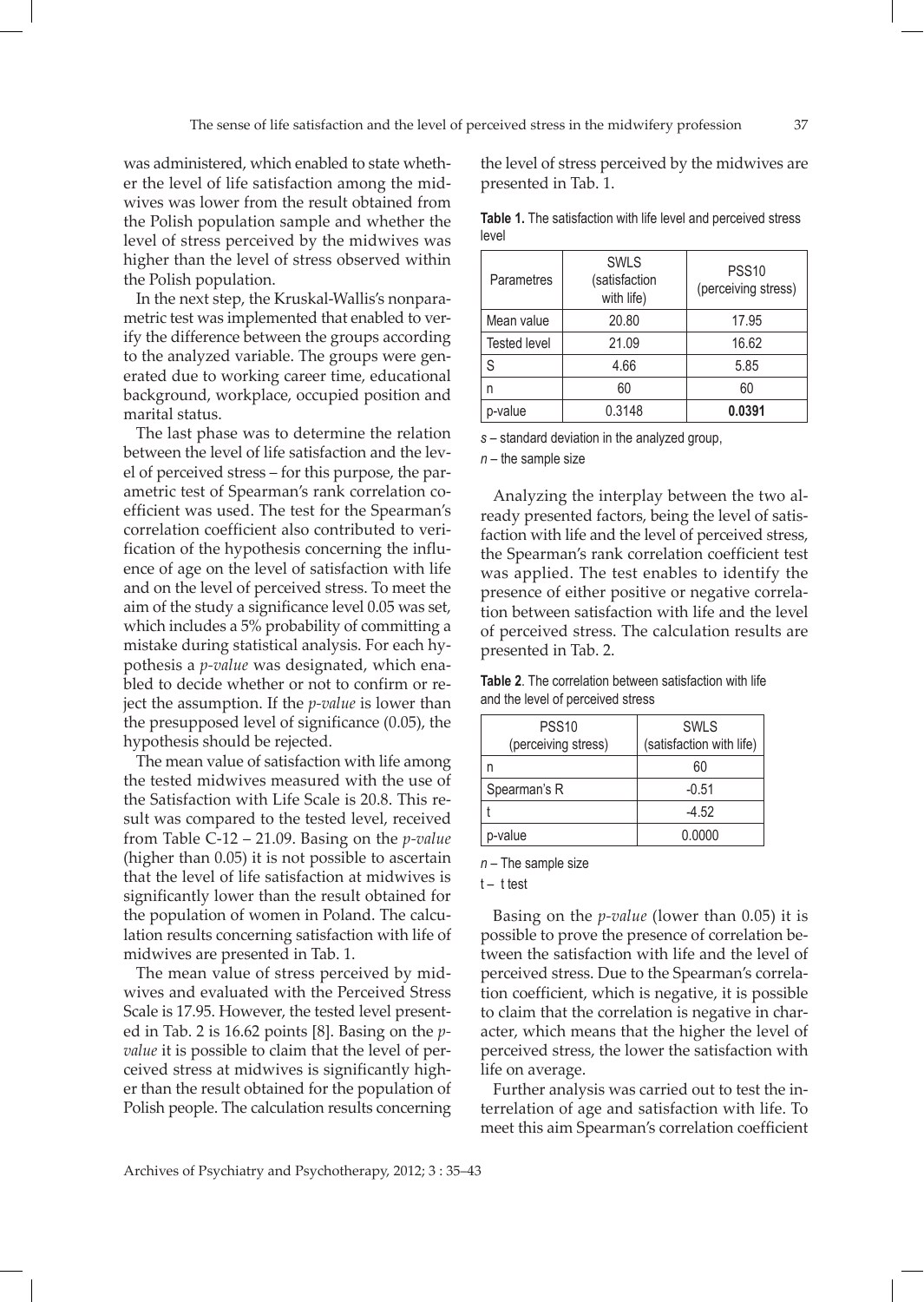was administered, which enabled to state whether the level of life satisfaction among the midwives was lower from the result obtained from the Polish population sample and whether the level of stress perceived by the midwives was higher than the level of stress observed within the Polish population.

In the next step, the Kruskal-Wallis's nonparametric test was implemented that enabled to verify the difference between the groups according to the analyzed variable. The groups were generated due to working career time, educational background, workplace, occupied position and marital status.

The last phase was to determine the relation between the level of life satisfaction and the level of perceived stress – for this purpose, the parametric test of Spearman's rank correlation coefficient was used. The test for the Spearman's correlation coefficient also contributed to verification of the hypothesis concerning the influence of age on the level of satisfaction with life and on the level of perceived stress. To meet the aim of the study a significance level 0.05 was set, which includes a 5% probability of committing a mistake during statistical analysis. For each hypothesis a *p-value* was designated, which enabled to decide whether or not to confirm or reject the assumption. If the *p-value* is lower than the presupposed level of significance (0.05), the hypothesis should be rejected.

The mean value of satisfaction with life among the tested midwives measured with the use of the Satisfaction with Life Scale is 20.8. This result was compared to the tested level, received from Table C-12 – 21.09. Basing on the *p-value* (higher than 0.05) it is not possible to ascertain that the level of life satisfaction at midwives is significantly lower than the result obtained for the population of women in Poland. The calculation results concerning satisfaction with life of midwives are presented in Tab. 1.

The mean value of stress perceived by midwives and evaluated with the Perceived Stress Scale is 17.95. However, the tested level presented in Tab. 2 is 16.62 points [8]. Basing on the *p-value* it is possible to claim that the level of perceived stress at midwives is significantly higher than the result obtained for the population of Polish people. The calculation results concerning the level of stress perceived by the midwives are presented in Tab. 1.

**Table 1.** The satisfaction with life level and perceived stress level

| Parametres | SWLS (satisfaction with life) | PSS10 (perceiving stress) |
|---|---|---|
| Mean value | 20.80 | 17.95 |
| Tested level | 21.09 | 16.62 |
| S | 4.66 | 5.85 |
| n | 60 | 60 |
| p-value | 0.3148 | **0.0391** |

*s* – standard deviation in the analyzed group,

*n* – the sample size

Analyzing the interplay between the two already presented factors, being the level of satisfaction with life and the level of perceived stress, the Spearman's rank correlation coefficient test was applied. The test enables to identify the presence of either positive or negative correlation between satisfaction with life and the level of perceived stress. The calculation results are presented in Tab. 2.

**Table 2**. The correlation between satisfaction with life and the level of perceived stress

| PSS10 (perceiving stress) | SWLS (satisfaction with life) |
|---|---|
| n | 60 |
| Spearman's R | -0.51 |
| t | -4.52 |
| p-value | 0.0000 |

*n* – The sample size

t – t test

Basing on the *p-value* (lower than 0.05) it is possible to prove the presence of correlation between the satisfaction with life and the level of perceived stress. Due to the Spearman's correlation coefficient, which is negative, it is possible to claim that the correlation is negative in character, which means that the higher the level of perceived stress, the lower the satisfaction with life on average.

Further analysis was carried out to test the interrelation of age and satisfaction with life. To meet this aim Spearman's correlation coefficient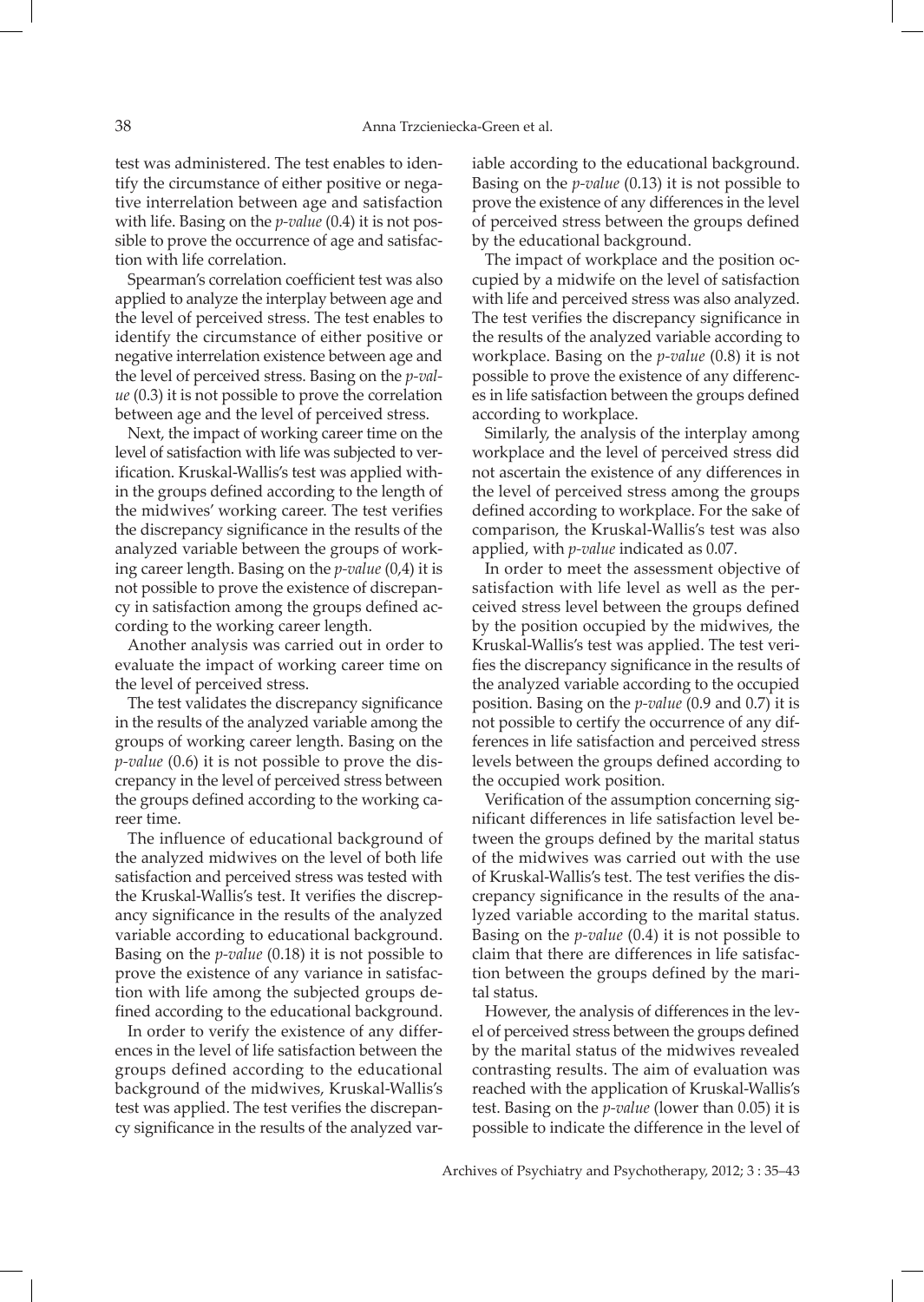test was administered. The test enables to identify the circumstance of either positive or negative interrelation between age and satisfaction with life. Basing on the *p-value* (0.4) it is not possible to prove the occurrence of age and satisfaction with life correlation.

Spearman's correlation coefficient test was also applied to analyze the interplay between age and the level of perceived stress. The test enables to identify the circumstance of either positive or negative interrelation existence between age and the level of perceived stress. Basing on the *p-value* (0.3) it is not possible to prove the correlation between age and the level of perceived stress.

Next, the impact of working career time on the level of satisfaction with life was subjected to verification. Kruskal-Wallis's test was applied within the groups defined according to the length of the midwives' working career. The test verifies the discrepancy significance in the results of the analyzed variable between the groups of working career length. Basing on the *p-value* (0,4) it is not possible to prove the existence of discrepancy in satisfaction among the groups defined according to the working career length.

Another analysis was carried out in order to evaluate the impact of working career time on the level of perceived stress.

The test validates the discrepancy significance in the results of the analyzed variable among the groups of working career length. Basing on the *p-value* (0.6) it is not possible to prove the discrepancy in the level of perceived stress between the groups defined according to the working career time.

The influence of educational background of the analyzed midwives on the level of both life satisfaction and perceived stress was tested with the Kruskal-Wallis's test. It verifies the discrepancy significance in the results of the analyzed variable according to educational background. Basing on the *p-value* (0.18) it is not possible to prove the existence of any variance in satisfaction with life among the subjected groups defined according to the educational background.

In order to verify the existence of any differences in the level of life satisfaction between the groups defined according to the educational background of the midwives, Kruskal-Wallis's test was applied. The test verifies the discrepancy significance in the results of the analyzed variable according to the educational background. Basing on the *p-value* (0.13) it is not possible to prove the existence of any differences in the level of perceived stress between the groups defined by the educational background.

The impact of workplace and the position occupied by a midwife on the level of satisfaction with life and perceived stress was also analyzed. The test verifies the discrepancy significance in the results of the analyzed variable according to workplace. Basing on the *p-value* (0.8) it is not possible to prove the existence of any differences in life satisfaction between the groups defined according to workplace.

Similarly, the analysis of the interplay among workplace and the level of perceived stress did not ascertain the existence of any differences in the level of perceived stress among the groups defined according to workplace. For the sake of comparison, the Kruskal-Wallis's test was also applied, with *p-value* indicated as 0.07.

In order to meet the assessment objective of satisfaction with life level as well as the perceived stress level between the groups defined by the position occupied by the midwives, the Kruskal-Wallis's test was applied. The test verifies the discrepancy significance in the results of the analyzed variable according to the occupied position. Basing on the *p-value* (0.9 and 0.7) it is not possible to certify the occurrence of any differences in life satisfaction and perceived stress levels between the groups defined according to the occupied work position.

Verification of the assumption concerning significant differences in life satisfaction level between the groups defined by the marital status of the midwives was carried out with the use of Kruskal-Wallis's test. The test verifies the discrepancy significance in the results of the analyzed variable according to the marital status. Basing on the *p-value* (0.4) it is not possible to claim that there are differences in life satisfaction between the groups defined by the marital status.

However, the analysis of differences in the level of perceived stress between the groups defined by the marital status of the midwives revealed contrasting results. The aim of evaluation was reached with the application of Kruskal-Wallis's test. Basing on the *p-value* (lower than 0.05) it is possible to indicate the difference in the level of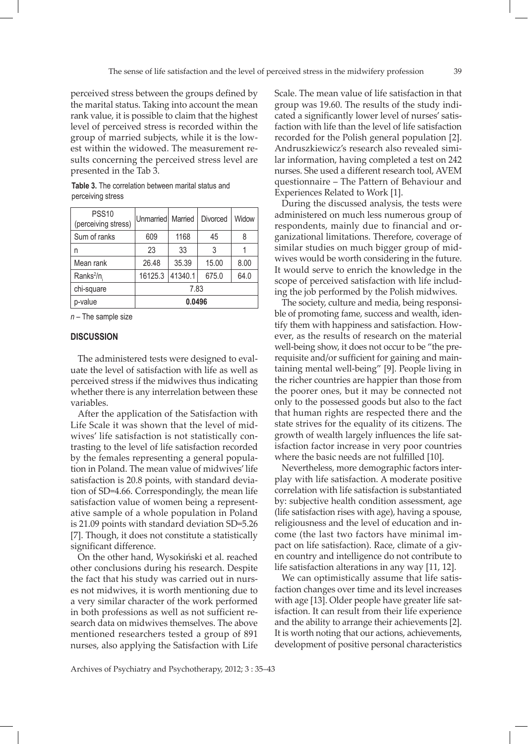perceived stress between the groups defined by the marital status. Taking into account the mean rank value, it is possible to claim that the highest level of perceived stress is recorded within the group of married subjects, while it is the lowest within the widowed. The measurement results concerning the perceived stress level are presented in the Tab 3.

**Table 3.** The correlation between marital status and perceiving stress

| PSS10 (perceiving stress) | Unmarried | Married | Divorced | Widow |
|---|---|---|---|---|
| Sum of ranks | 609 | 1168 | 45 | 8 |
| n | 23 | 33 | 3 | 1 |
| Mean rank | 26.48 | 35.39 | 15.00 | 8.00 |
| $Ranks^2/n_i$ | 16125.3 | 41340.1 | 675.0 | 64.0 |
| chi-square | 7.83 | | | |
| p-value | **0.0496** | | | |

*n* – The sample size

## DISCUSSION

The administered tests were designed to evaluate the level of satisfaction with life as well as perceived stress if the midwives thus indicating whether there is any interrelation between these variables.

After the application of the Satisfaction with Life Scale it was shown that the level of midwives' life satisfaction is not statistically contrasting to the level of life satisfaction recorded by the females representing a general population in Poland. The mean value of midwives' life satisfaction is 20.8 points, with standard deviation of SD=4.66. Correspondingly, the mean life satisfaction value of women being a representative sample of a whole population in Poland is 21.09 points with standard deviation SD=5.26 [7]. Though, it does not constitute a statistically significant difference.

On the other hand, Wysokiński et al. reached other conclusions during his research. Despite the fact that his study was carried out in nurses not midwives, it is worth mentioning due to a very similar character of the work performed in both professions as well as not sufficient research data on midwives themselves. The above mentioned researchers tested a group of 891 nurses, also applying the Satisfaction with Life Scale. The mean value of life satisfaction in that group was 19.60. The results of the study indicated a significantly lower level of nurses' satisfaction with life than the level of life satisfaction recorded for the Polish general population [2]. Andruszkiewicz's research also revealed similar information, having completed a test on 242 nurses. She used a different research tool, AVEM questionnaire – The Pattern of Behaviour and Experiences Related to Work [1].

During the discussed analysis, the tests were administered on much less numerous group of respondents, mainly due to financial and organizational limitations. Therefore, coverage of similar studies on much bigger group of midwives would be worth considering in the future. It would serve to enrich the knowledge in the scope of perceived satisfaction with life including the job performed by the Polish midwives.

The society, culture and media, being responsible of promoting fame, success and wealth, identify them with happiness and satisfaction. However, as the results of research on the material well-being show, it does not occur to be "the prerequisite and/or sufficient for gaining and maintaining mental well-being" [9]. People living in the richer countries are happier than those from the poorer ones, but it may be connected not only to the possessed goods but also to the fact that human rights are respected there and the state strives for the equality of its citizens. The growth of wealth largely influences the life satisfaction factor increase in very poor countries where the basic needs are not fulfilled [10].

Nevertheless, more demographic factors interplay with life satisfaction. A moderate positive correlation with life satisfaction is substantiated by: subjective health condition assessment, age (life satisfaction rises with age), having a spouse, religiousness and the level of education and income (the last two factors have minimal impact on life satisfaction). Race, climate of a given country and intelligence do not contribute to life satisfaction alterations in any way [11, 12].

We can optimistically assume that life satisfaction changes over time and its level increases with age [13]. Older people have greater life satisfaction. It can result from their life experience and the ability to arrange their achievements [2]. It is worth noting that our actions, achievements, development of positive personal characteristics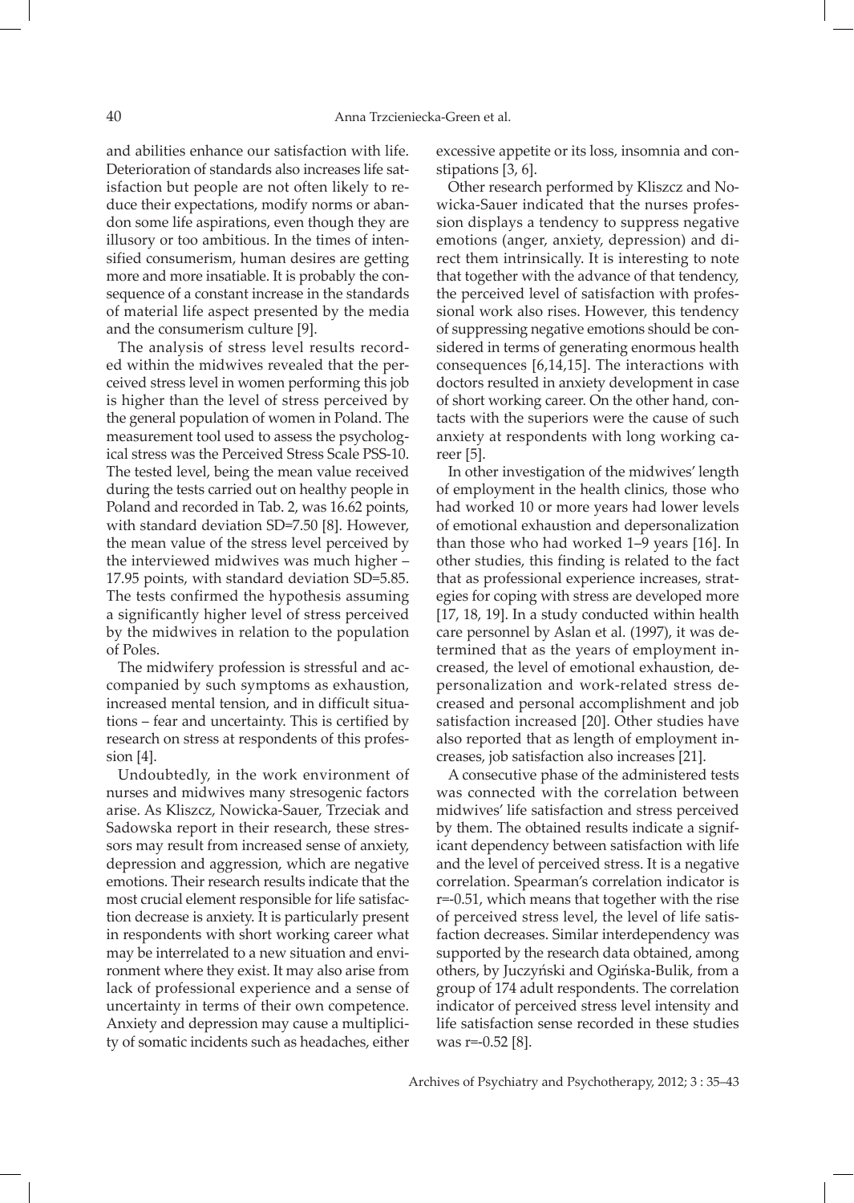and abilities enhance our satisfaction with life. Deterioration of standards also increases life satisfaction but people are not often likely to reduce their expectations, modify norms or abandon some life aspirations, even though they are illusory or too ambitious. In the times of intensified consumerism, human desires are getting more and more insatiable. It is probably the consequence of a constant increase in the standards of material life aspect presented by the media and the consumerism culture [9].

The analysis of stress level results recorded within the midwives revealed that the perceived stress level in women performing this job is higher than the level of stress perceived by the general population of women in Poland. The measurement tool used to assess the psychological stress was the Perceived Stress Scale PSS-10. The tested level, being the mean value received during the tests carried out on healthy people in Poland and recorded in Tab. 2, was 16.62 points, with standard deviation SD=7.50 [8]. However, the mean value of the stress level perceived by the interviewed midwives was much higher – 17.95 points, with standard deviation SD=5.85. The tests confirmed the hypothesis assuming a significantly higher level of stress perceived by the midwives in relation to the population of Poles.

The midwifery profession is stressful and accompanied by such symptoms as exhaustion, increased mental tension, and in difficult situations – fear and uncertainty. This is certified by research on stress at respondents of this profession [4].

Undoubtedly, in the work environment of nurses and midwives many stresogenic factors arise. As Kliszcz, Nowicka-Sauer, Trzeciak and Sadowska report in their research, these stressors may result from increased sense of anxiety, depression and aggression, which are negative emotions. Their research results indicate that the most crucial element responsible for life satisfaction decrease is anxiety. It is particularly present in respondents with short working career what may be interrelated to a new situation and environment where they exist. It may also arise from lack of professional experience and a sense of uncertainty in terms of their own competence. Anxiety and depression may cause a multiplicity of somatic incidents such as headaches, either excessive appetite or its loss, insomnia and constipations [3, 6].

Other research performed by Kliszcz and Nowicka-Sauer indicated that the nurses profession displays a tendency to suppress negative emotions (anger, anxiety, depression) and direct them intrinsically. It is interesting to note that together with the advance of that tendency, the perceived level of satisfaction with professional work also rises. However, this tendency of suppressing negative emotions should be considered in terms of generating enormous health consequences [6,14,15]. The interactions with doctors resulted in anxiety development in case of short working career. On the other hand, contacts with the superiors were the cause of such anxiety at respondents with long working career [5].

In other investigation of the midwives' length of employment in the health clinics, those who had worked 10 or more years had lower levels of emotional exhaustion and depersonalization than those who had worked 1–9 years [16]. In other studies, this finding is related to the fact that as professional experience increases, strategies for coping with stress are developed more [17, 18, 19]. In a study conducted within health care personnel by Aslan et al. (1997), it was determined that as the years of employment increased, the level of emotional exhaustion, depersonalization and work-related stress decreased and personal accomplishment and job satisfaction increased [20]. Other studies have also reported that as length of employment increases, job satisfaction also increases [21].

A consecutive phase of the administered tests was connected with the correlation between midwives' life satisfaction and stress perceived by them. The obtained results indicate a significant dependency between satisfaction with life and the level of perceived stress. It is a negative correlation. Spearman's correlation indicator is r=-0.51, which means that together with the rise of perceived stress level, the level of life satisfaction decreases. Similar interdependency was supported by the research data obtained, among others, by Juczyński and Ogińska-Bulik, from a group of 174 adult respondents. The correlation indicator of perceived stress level intensity and life satisfaction sense recorded in these studies was r=-0.52 [8].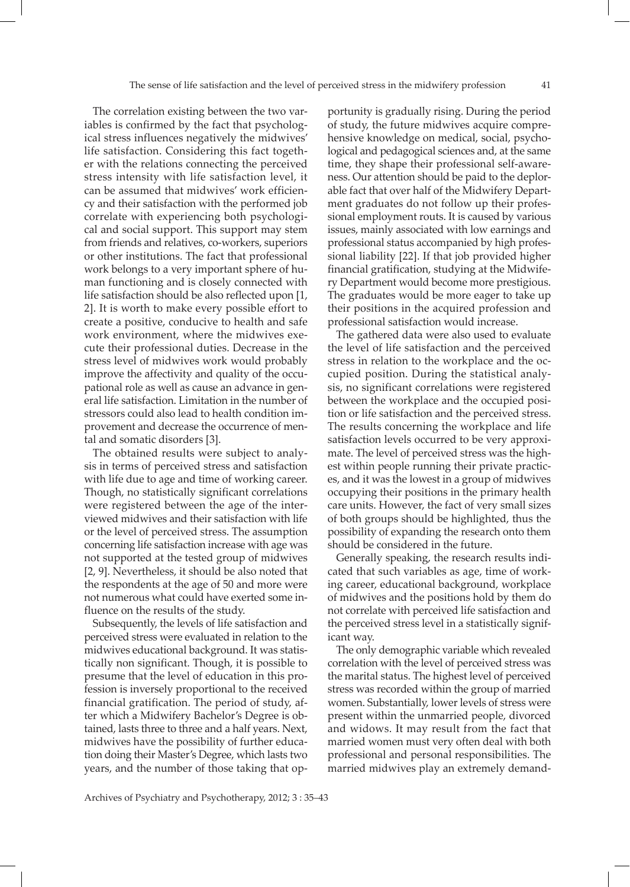The correlation existing between the two variables is confirmed by the fact that psychological stress influences negatively the midwives' life satisfaction. Considering this fact together with the relations connecting the perceived stress intensity with life satisfaction level, it can be assumed that midwives' work efficiency and their satisfaction with the performed job correlate with experiencing both psychological and social support. This support may stem from friends and relatives, co-workers, superiors or other institutions. The fact that professional work belongs to a very important sphere of human functioning and is closely connected with life satisfaction should be also reflected upon [1, 2]. It is worth to make every possible effort to create a positive, conducive to health and safe work environment, where the midwives execute their professional duties. Decrease in the stress level of midwives work would probably improve the affectivity and quality of the occupational role as well as cause an advance in general life satisfaction. Limitation in the number of stressors could also lead to health condition improvement and decrease the occurrence of mental and somatic disorders [3].

The obtained results were subject to analysis in terms of perceived stress and satisfaction with life due to age and time of working career. Though, no statistically significant correlations were registered between the age of the interviewed midwives and their satisfaction with life or the level of perceived stress. The assumption concerning life satisfaction increase with age was not supported at the tested group of midwives [2, 9]. Nevertheless, it should be also noted that the respondents at the age of 50 and more were not numerous what could have exerted some influence on the results of the study.

Subsequently, the levels of life satisfaction and perceived stress were evaluated in relation to the midwives educational background. It was statistically non significant. Though, it is possible to presume that the level of education in this profession is inversely proportional to the received financial gratification. The period of study, after which a Midwifery Bachelor's Degree is obtained, lasts three to three and a half years. Next, midwives have the possibility of further education doing their Master's Degree, which lasts two years, and the number of those taking that opportunity is gradually rising. During the period of study, the future midwives acquire comprehensive knowledge on medical, social, psychological and pedagogical sciences and, at the same time, they shape their professional self-awareness. Our attention should be paid to the deplorable fact that over half of the Midwifery Department graduates do not follow up their professional employment routs. It is caused by various issues, mainly associated with low earnings and professional status accompanied by high professional liability [22]. If that job provided higher financial gratification, studying at the Midwifery Department would become more prestigious. The graduates would be more eager to take up their positions in the acquired profession and professional satisfaction would increase.

The gathered data were also used to evaluate the level of life satisfaction and the perceived stress in relation to the workplace and the occupied position. During the statistical analysis, no significant correlations were registered between the workplace and the occupied position or life satisfaction and the perceived stress. The results concerning the workplace and life satisfaction levels occurred to be very approximate. The level of perceived stress was the highest within people running their private practices, and it was the lowest in a group of midwives occupying their positions in the primary health care units. However, the fact of very small sizes of both groups should be highlighted, thus the possibility of expanding the research onto them should be considered in the future.

Generally speaking, the research results indicated that such variables as age, time of working career, educational background, workplace of midwives and the positions hold by them do not correlate with perceived life satisfaction and the perceived stress level in a statistically significant way.

The only demographic variable which revealed correlation with the level of perceived stress was the marital status. The highest level of perceived stress was recorded within the group of married women. Substantially, lower levels of stress were present within the unmarried people, divorced and widows. It may result from the fact that married women must very often deal with both professional and personal responsibilities. The married midwives play an extremely demand-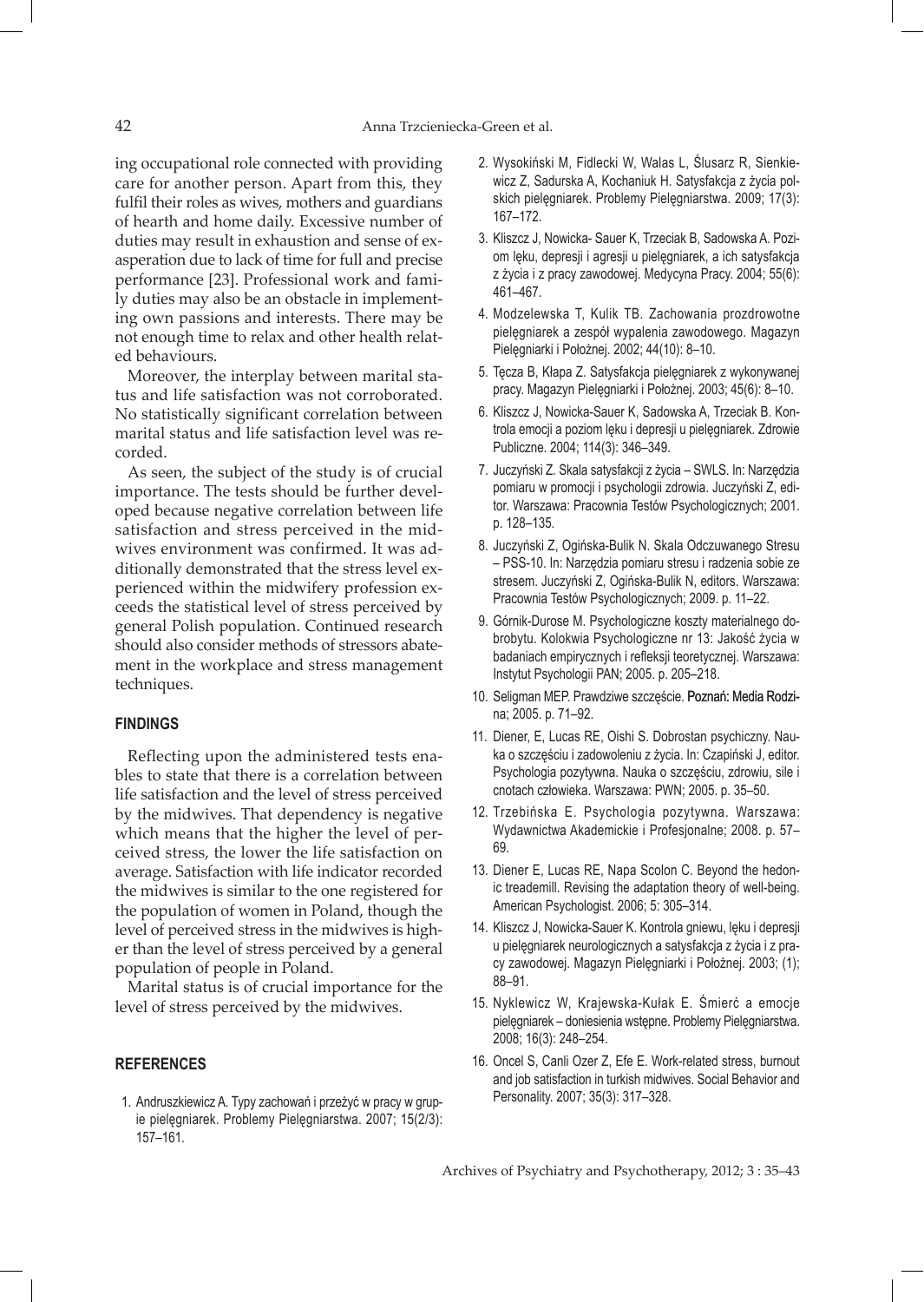ing occupational role connected with providing care for another person. Apart from this, they fulfil their roles as wives, mothers and guardians of hearth and home daily. Excessive number of duties may result in exhaustion and sense of exasperation due to lack of time for full and precise performance [23]. Professional work and family duties may also be an obstacle in implementing own passions and interests. There may be not enough time to relax and other health related behaviours.

Moreover, the interplay between marital status and life satisfaction was not corroborated. No statistically significant correlation between marital status and life satisfaction level was recorded.

As seen, the subject of the study is of crucial importance. The tests should be further developed because negative correlation between life satisfaction and stress perceived in the midwives environment was confirmed. It was additionally demonstrated that the stress level experienced within the midwifery profession exceeds the statistical level of stress perceived by general Polish population. Continued research should also consider methods of stressors abatement in the workplace and stress management techniques.

## FINDINGS

Reflecting upon the administered tests enables to state that there is a correlation between life satisfaction and the level of stress perceived by the midwives. That dependency is negative which means that the higher the level of perceived stress, the lower the life satisfaction on average. Satisfaction with life indicator recorded the midwives is similar to the one registered for the population of women in Poland, though the level of perceived stress in the midwives is higher than the level of stress perceived by a general population of people in Poland.

Marital status is of crucial importance for the level of stress perceived by the midwives.

## REFERENCES

1. Andruszkiewicz A. Typy zachowań i przeżyć w pracy w grupie pielęgniarek. Problemy Pielęgniarstwa. 2007; 15(2/3): 157–161.
2. Wysokiński M, Fidlecki W, Walas L, Ślusarz R, Sienkiewicz Z, Sadurska A, Kochaniuk H. Satysfakcja z życia polskich pielęgniarek. Problemy Pielęgniarstwa. 2009; 17(3): 167–172.
3. Kliszcz J, Nowicka- Sauer K, Trzeciak B, Sadowska A. Poziom lęku, depresji i agresji u pielęgniarek, a ich satysfakcja z życia i z pracy zawodowej. Medycyna Pracy. 2004; 55(6): 461–467.
4. Modzelewska T, Kulik TB. Zachowania prozdrowotne pielęgniarek a zespół wypalenia zawodowego. Magazyn Pielęgniarki i Położnej. 2002; 44(10): 8–10.
5. Tęcza B, Kłapa Z. Satysfakcja pielęgniarek z wykonywanej pracy. Magazyn Pielęgniarki i Położnej. 2003; 45(6): 8–10.
6. Kliszcz J, Nowicka-Sauer K, Sadowska A, Trzeciak B. Kontrola emocji a poziom lęku i depresji u pielęgniarek. Zdrowie Publiczne. 2004; 114(3): 346–349.
7. Juczyński Z. Skala satysfakcji z życia – SWLS. In: Narzędzia pomiaru w promocji i psychologii zdrowia. Juczyński Z, editor. Warszawa: Pracownia Testów Psychologicznych; 2001. p. 128–135.
8. Juczyński Z, Ogińska-Bulik N. Skala Odczuwanego Stresu – PSS-10. In: Narzędzia pomiaru stresu i radzenia sobie ze stresem. Juczyński Z, Ogińska-Bulik N, editors. Warszawa: Pracownia Testów Psychologicznych; 2009. p. 11–22.
9. Górnik-Durose M. Psychologiczne koszty materialnego dobrobytu. Kolokwia Psychologiczne nr 13: Jakość życia w badaniach empirycznych i refleksji teoretycznej. Warszawa: Instytut Psychologii PAN; 2005. p. 205–218.
10. Seligman MEP. Prawdziwe szczęście. Poznań: Media Rodzina; 2005. p. 71–92.
11. Diener, E, Lucas RE, Oishi S. Dobrostan psychiczny. Nauka o szczęściu i zadowoleniu z życia. In: Czapiński J, editor. Psychologia pozytywna. Nauka o szczęściu, zdrowiu, sile i cnotach człowieka. Warszawa: PWN; 2005. p. 35–50.
12. Trzebińska E. Psychologia pozytywna. Warszawa: Wydawnictwa Akademickie i Profesjonalne; 2008. p. 57–69.
13. Diener E, Lucas RE, Napa Scolon C. Beyond the hedonic treadmill. Revising the adaptation theory of well-being. American Psychologist. 2006; 5: 305–314.
14. Kliszcz J, Nowicka-Sauer K. Kontrola gniewu, lęku i depresji u pielęgniarek neurologicznych a satysfakcja z życia i z pracy zawodowej. Magazyn Pielęgniarki i Położnej. 2003; (1); 88–91.
15. Nyklewicz W, Krajewska-Kułak E. Śmierć a emocje pielęgniarek – doniesienia wstępne. Problemy Pielęgniarstwa. 2008; 16(3): 248–254.
16. Oncel S, Canli Ozer Z, Efe E. Work-related stress, burnout and job satisfaction in turkish midwives. Social Behavior and Personality. 2007; 35(3): 317–328.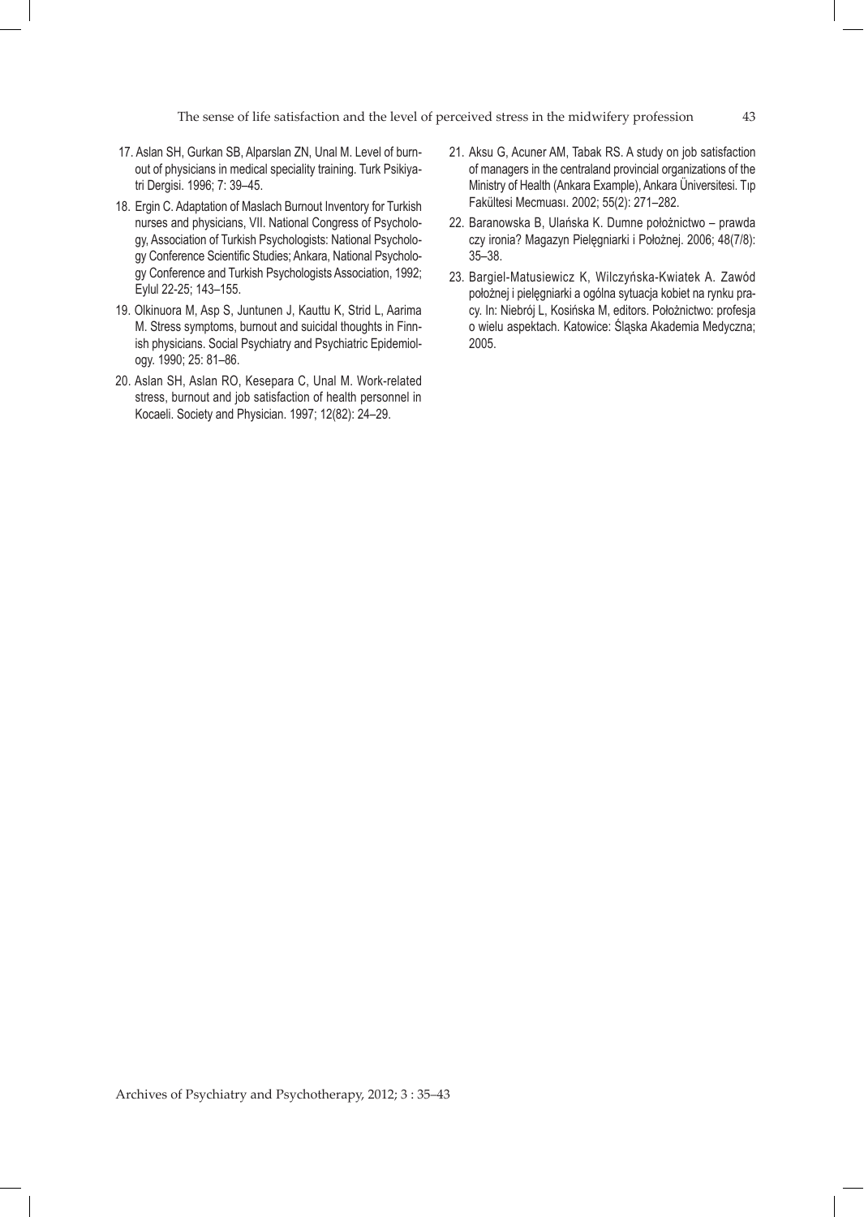17. Aslan SH, Gurkan SB, Alparslan ZN, Unal M. Level of burnout of physicians in medical speciality training. Turk Psikiyatri Dergisi. 1996; 7: 39–45.
18. Ergin C. Adaptation of Maslach Burnout Inventory for Turkish nurses and physicians, VII. National Congress of Psychology, Association of Turkish Psychologists: National Psychology Conference Scientific Studies; Ankara, National Psychology Conference and Turkish Psychologists Association, 1992; Eylul 22-25; 143–155.
19. Olkinuora M, Asp S, Juntunen J, Kauttu K, Strid L, Aarima M. Stress symptoms, burnout and suicidal thoughts in Finnish physicians. Social Psychiatry and Psychiatric Epidemiology. 1990; 25: 81–86.
20. Aslan SH, Aslan RO, Kesepara C, Unal M. Work-related stress, burnout and job satisfaction of health personnel in Kocaeli. Society and Physician. 1997; 12(82): 24–29.
21. Aksu G, Acuner AM, Tabak RS. A study on job satisfaction of managers in the centraland provincial organizations of the Ministry of Health (Ankara Example), Ankara Üniversitesi. Tıp Fakültesi Mecmuası. 2002; 55(2): 271–282.
22. Baranowska B, Ulańska K. Dumne położnictwo – prawda czy ironia? Magazyn Pielęgniarki i Położnej. 2006; 48(7/8): 35–38.
23. Bargiel-Matusiewicz K, Wilczyńska-Kwiatek A. Zawód położnej i pielęgniarki a ogólna sytuacja kobiet na rynku pracy. In: Niebrój L, Kosińska M, editors. Położnictwo: profesja o wielu aspektach. Katowice: Śląska Akademia Medyczna; 2005.